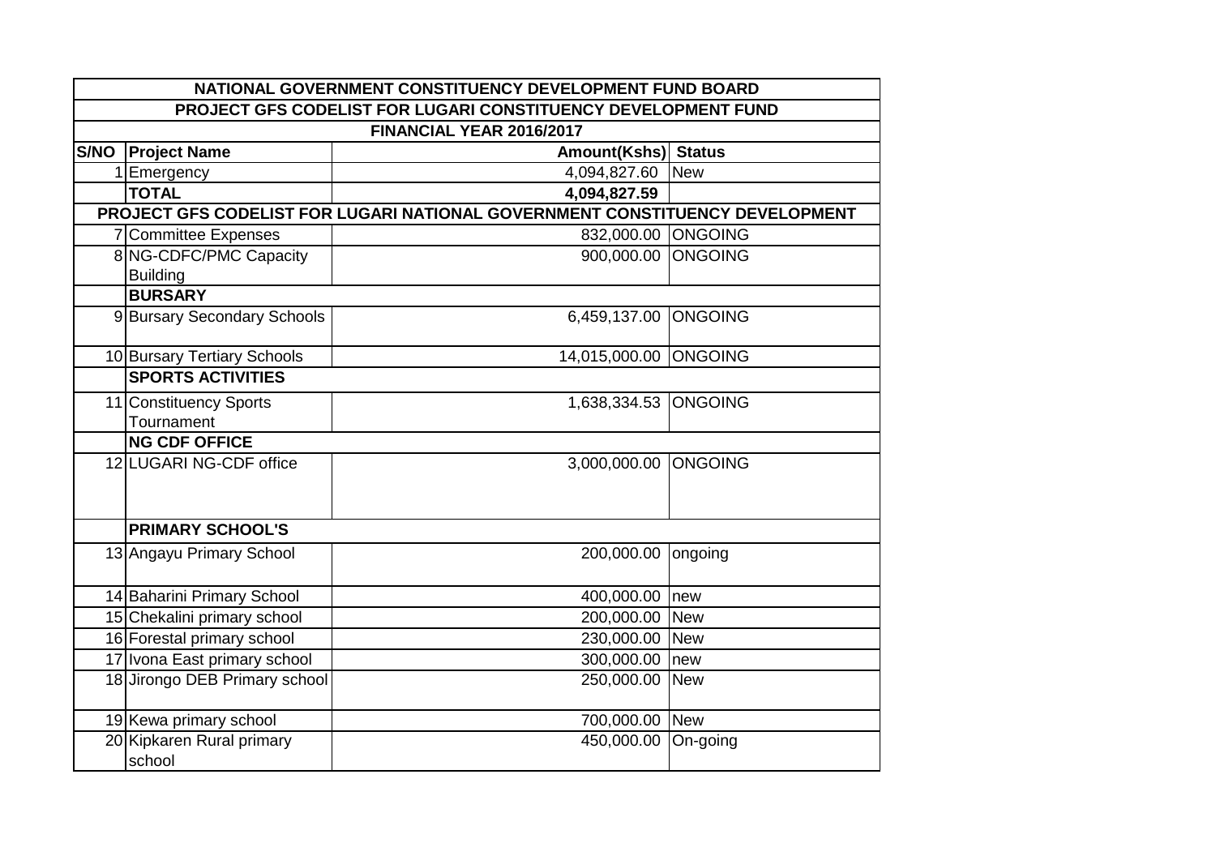| NATIONAL GOVERNMENT CONSTITUENCY DEVELOPMENT FUND BOARD | | | |
|---|---|---|---|
| PROJECT GFS CODELIST FOR LUGARI CONSTITUENCY DEVELOPMENT FUND | | | |
| FINANCIAL YEAR 2016/2017 | | | |
| **S/NO** | **Project Name** | **Amount(Kshs)** | **Status** |
| 1 | Emergency | 4,094,827.60 | New |
| | **TOTAL** | **4,094,827.59** | |
| **PROJECT GFS CODELIST FOR LUGARI NATIONAL GOVERNMENT CONSTITUENCY DEVELOPMENT** | | | |
| 7 | Committee Expenses | 832,000.00 | ONGOING |
| 8 | NG-CDFC/PMC Capacity Building | 900,000.00 | ONGOING |
| | **BURSARY** | | |
| 9 | Bursary Secondary Schools | 6,459,137.00 | ONGOING |
| 10 | Bursary Tertiary Schools | 14,015,000.00 | ONGOING |
| | **SPORTS ACTIVITIES** | | |
| 11 | Constituency Sports Tournament | 1,638,334.53 | ONGOING |
| | **NG CDF OFFICE** | | |
| 12 | LUGARI NG-CDF office | 3,000,000.00 | ONGOING |
| | **PRIMARY SCHOOL'S** | | |
| 13 | Angayu Primary School | 200,000.00 | ongoing |
| 14 | Baharini Primary School | 400,000.00 | new |
| 15 | Chekalini primary school | 200,000.00 | New |
| 16 | Forestal primary school | 230,000.00 | New |
| 17 | Ivona East primary school | 300,000.00 | new |
| 18 | Jirongo DEB Primary school | 250,000.00 | New |
| 19 | Kewa primary school | 700,000.00 | New |
| 20 | Kipkaren Rural primary school | 450,000.00 | On-going |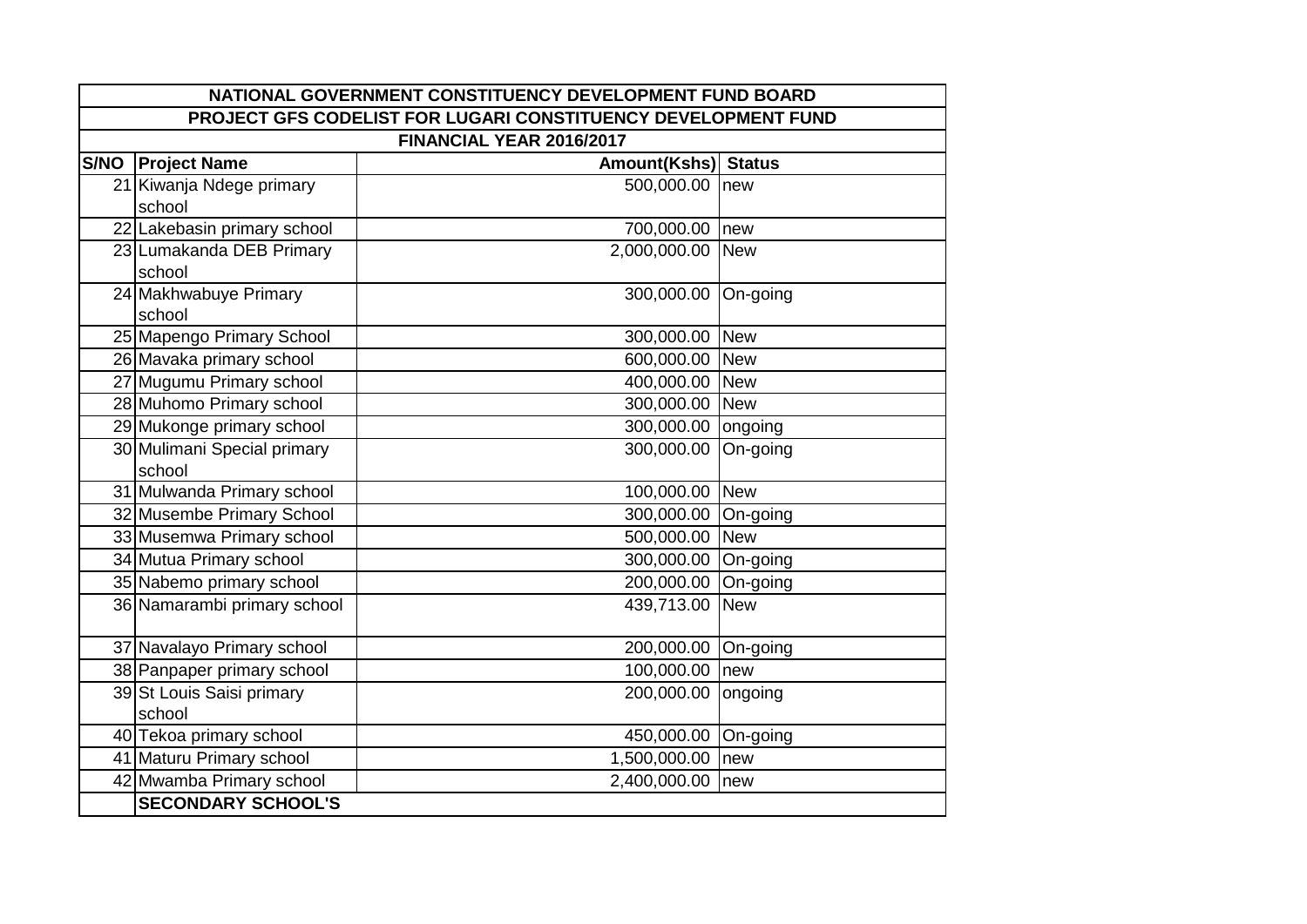| NATIONAL GOVERNMENT CONSTITUENCY DEVELOPMENT FUND BOARD | | | |
|---|---|---|---|
| PROJECT GFS CODELIST FOR LUGARI CONSTITUENCY DEVELOPMENT FUND | | | |
| FINANCIAL YEAR 2016/2017 | | | |
| **S/NO** | **Project Name** | **Amount(Kshs)** | **Status** |
| 21 | Kiwanja Ndege primary school | 500,000.00 | new |
| 22 | Lakebasin primary school | 700,000.00 | new |
| 23 | Lumakanda DEB Primary school | 2,000,000.00 | New |
| 24 | Makhwabuye Primary school | 300,000.00 | On-going |
| 25 | Mapengo Primary School | 300,000.00 | New |
| 26 | Mavaka primary school | 600,000.00 | New |
| 27 | Mugumu Primary school | 400,000.00 | New |
| 28 | Muhomo Primary school | 300,000.00 | New |
| 29 | Mukonge primary school | 300,000.00 | ongoing |
| 30 | Mulimani Special primary school | 300,000.00 | On-going |
| 31 | Mulwanda Primary school | 100,000.00 | New |
| 32 | Musembe Primary School | 300,000.00 | On-going |
| 33 | Musemwa Primary school | 500,000.00 | New |
| 34 | Mutua Primary school | 300,000.00 | On-going |
| 35 | Nabemo primary school | 200,000.00 | On-going |
| 36 | Namarambi primary school | 439,713.00 | New |
| 37 | Navalayo Primary school | 200,000.00 | On-going |
| 38 | Panpaper primary school | 100,000.00 | new |
| 39 | St Louis Saisi primary school | 200,000.00 | ongoing |
| 40 | Tekoa primary school | 450,000.00 | On-going |
| 41 | Maturu Primary school | 1,500,000.00 | new |
| 42 | Mwamba Primary school | 2,400,000.00 | new |
| | **SECONDARY SCHOOL'S** | | |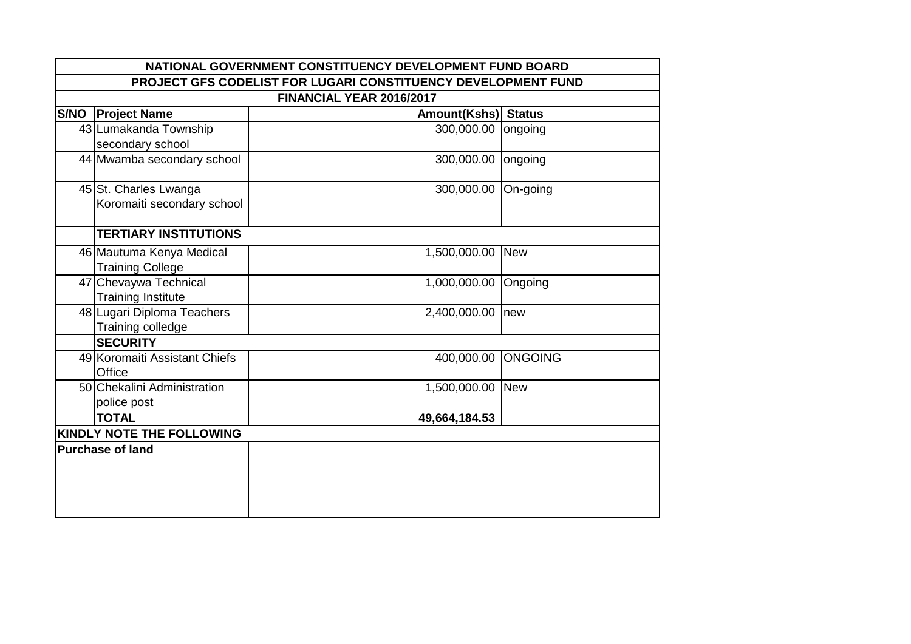| NATIONAL GOVERNMENT CONSTITUENCY DEVELOPMENT FUND BOARD | | | |
|---|---|---|---|
| PROJECT GFS CODELIST FOR LUGARI CONSTITUENCY DEVELOPMENT FUND | | | |
| FINANCIAL YEAR 2016/2017 | | | |
| **S/NO** | **Project Name** | **Amount(Kshs)** | **Status** |
| 43 | Lumakanda Township secondary school | 300,000.00 | ongoing |
| 44 | Mwamba secondary school | 300,000.00 | ongoing |
| 45 | St. Charles Lwanga Koromaiti secondary school | 300,000.00 | On-going |
| | **TERTIARY INSTITUTIONS** | | |
| 46 | Mautuma Kenya Medical Training College | 1,500,000.00 | New |
| 47 | Chevaywa Technical Training Institute | 1,000,000.00 | Ongoing |
| 48 | Lugari Diploma Teachers Training colledge | 2,400,000.00 | new |
| | **SECURITY** | | |
| 49 | Koromaiti Assistant Chiefs Office | 400,000.00 | ONGOING |
| 50 | Chekalini Administration police post | 1,500,000.00 | New |
| | **TOTAL** | **49,664,184.53** | |
| **KINDLY NOTE THE FOLLOWING** | | | |
| **Purchase of land** | | | |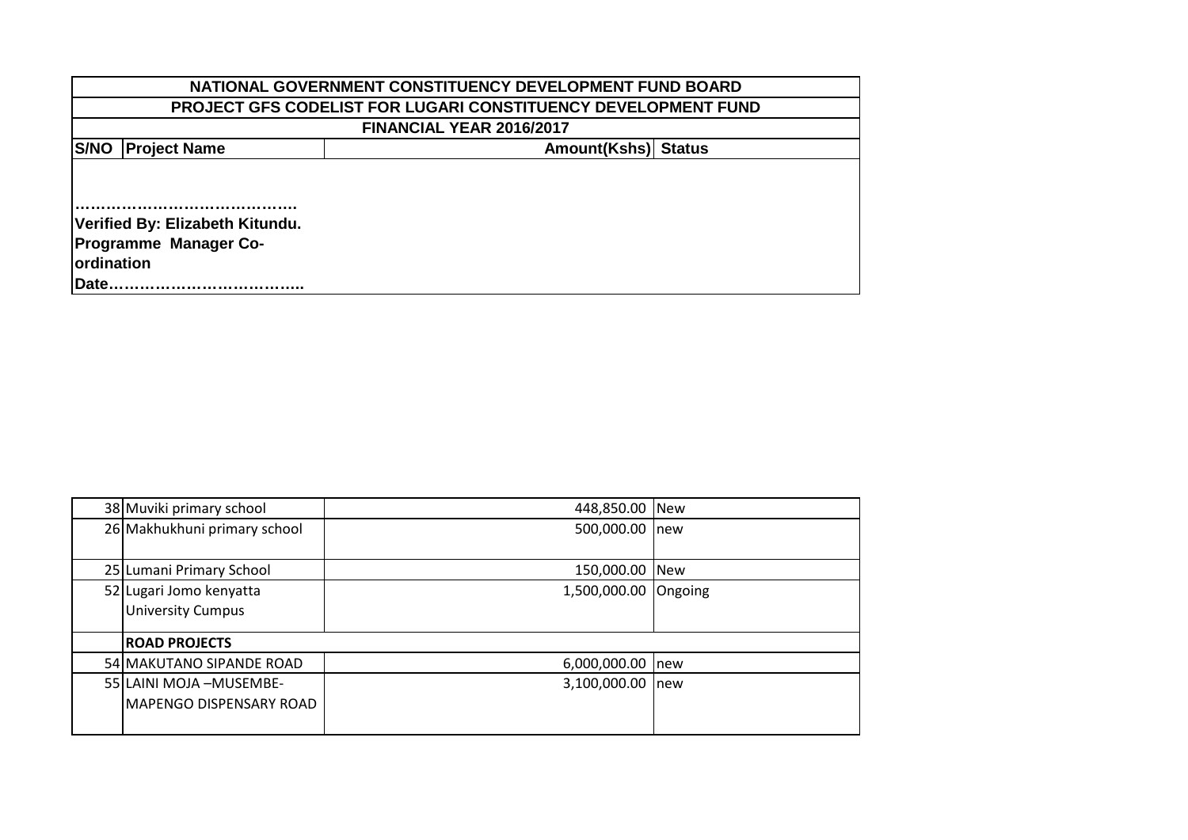| NATIONAL GOVERNMENT CONSTITUENCY DEVELOPMENT FUND BOARD | | | |
|---|---|---|---|
| PROJECT GFS CODELIST FOR LUGARI CONSTITUENCY DEVELOPMENT FUND | | | |
| FINANCIAL YEAR 2016/2017 | | | |
| **S/NO** | **Project Name** | **Amount(Kshs)** | **Status** |

**…………………………………….**
**Verified By: Elizabeth Kitundu.**
**Programme Manager Co-ordination**
**Date………………………………..**

| S/NO | Project Name | Amount(Kshs) | Status |
|---|---|---|---|
| 38 | Muviki primary school | 448,850.00 | New |
| 26 | Makhukhuni primary school | 500,000.00 | new |
| 25 | Lumani Primary School | 150,000.00 | New |
| 52 | Lugari Jomo kenyatta University Cumpus | 1,500,000.00 | Ongoing |
| | **ROAD PROJECTS** | | |
| 54 | MAKUTANO SIPANDE ROAD | 6,000,000.00 | new |
| 55 | LAINI MOJA –MUSEMBE-MAPENGO DISPENSARY ROAD | 3,100,000.00 | new |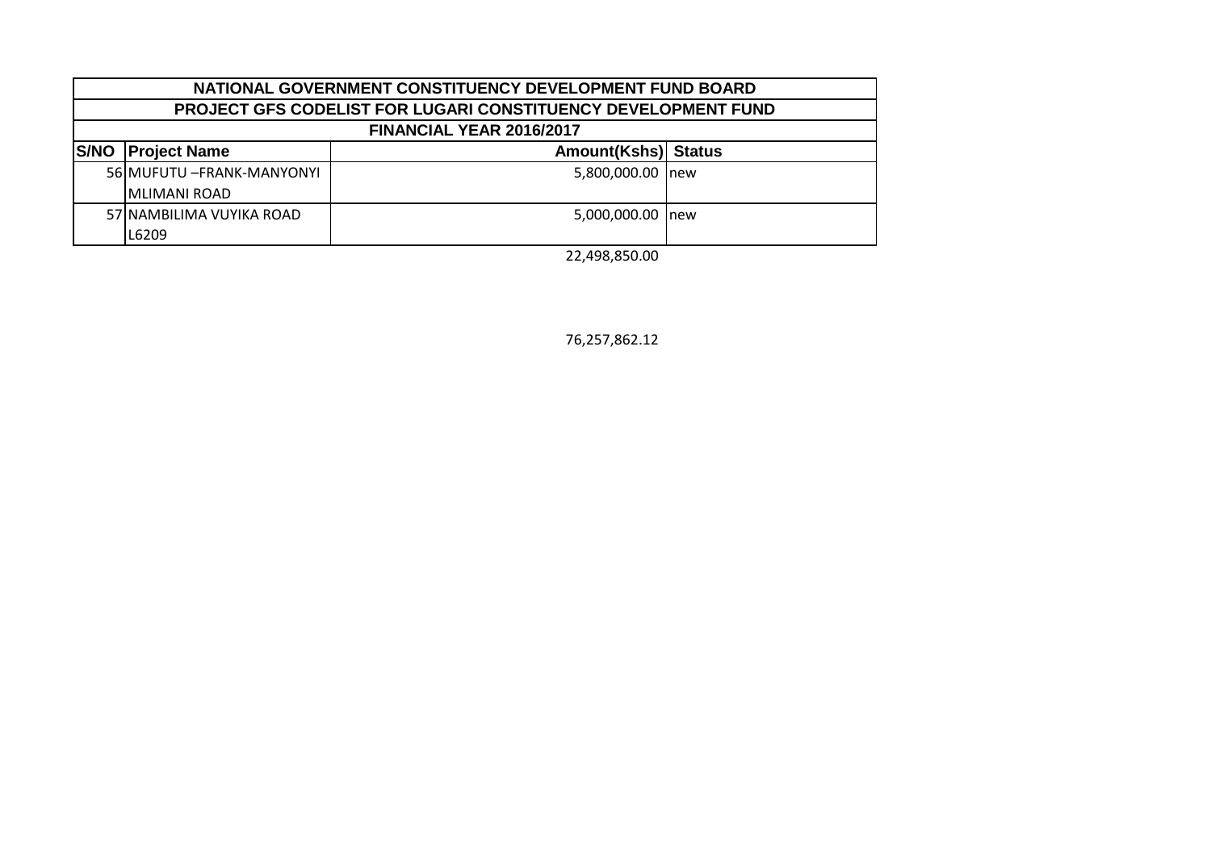# NATIONAL GOVERNMENT CONSTITUENCY DEVELOPMENT FUND BOARD

## PROJECT GFS CODELIST FOR LUGARI CONSTITUENCY DEVELOPMENT FUND

### FINANCIAL YEAR 2016/2017

| S/NO | Project Name | Amount(Kshs) | Status |
|---|---|---|---|
| 56 | MUFUTU –FRANK-MANYONYI MLIMANI ROAD | 5,800,000.00 | new |
| 57 | NAMBILIMA VUYIKA ROAD L6209 | 5,000,000.00 | new |
| | | 22,498,850.00 | |
| | | 76,257,862.12 | |